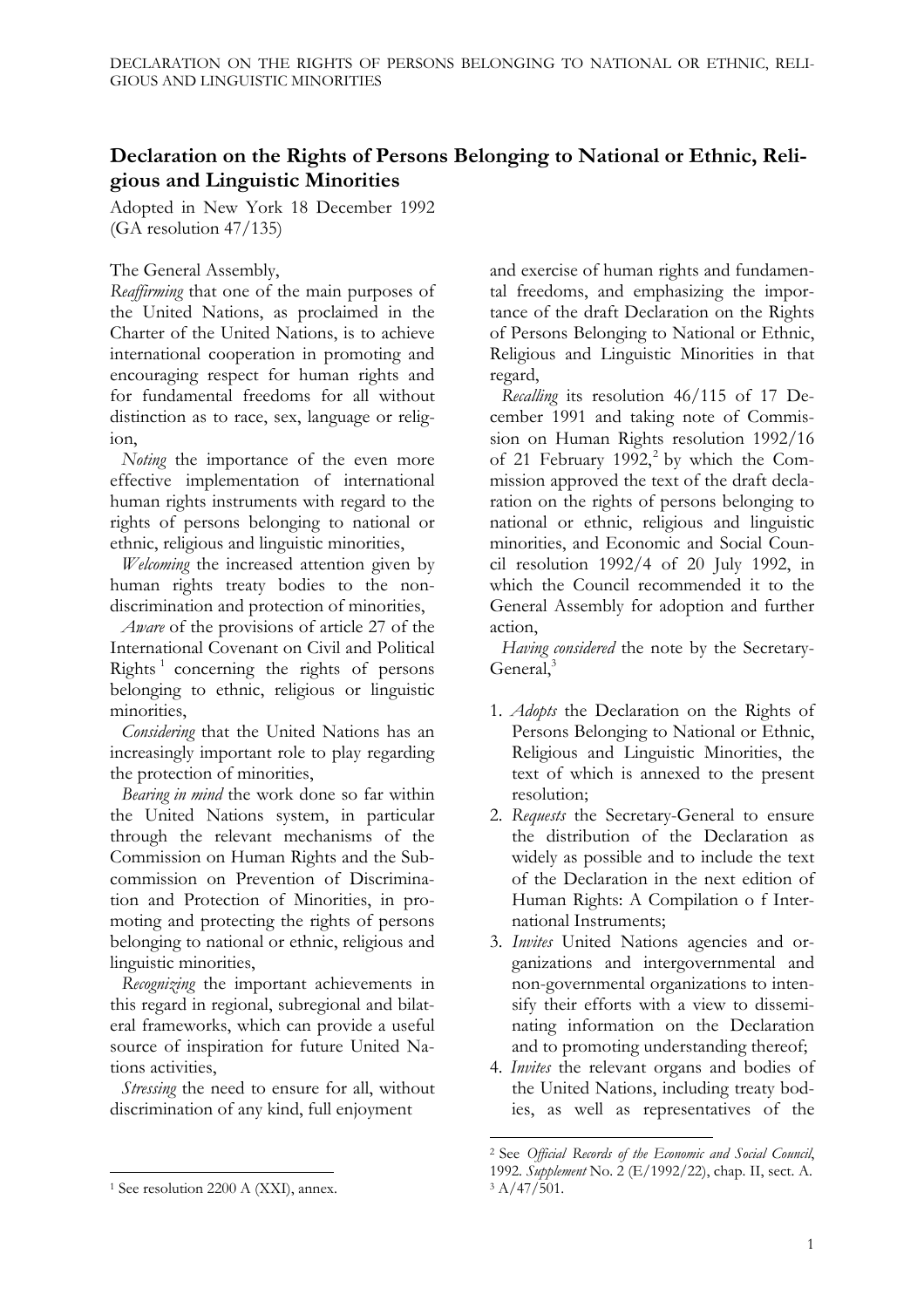## Declaration on the Rights of Persons Belonging to National or Ethnic, Religious and Linguistic Minorities

Adopted in New York 18 December 1992
(GA resolution 47/135)

The General Assembly,

*Reaffirming* that one of the main purposes of the United Nations, as proclaimed in the Charter of the United Nations, is to achieve international cooperation in promoting and encouraging respect for human rights and for fundamental freedoms for all without distinction as to race, sex, language or religion,

*Noting* the importance of the even more effective implementation of international human rights instruments with regard to the rights of persons belonging to national or ethnic, religious and linguistic minorities,

*Welcoming* the increased attention given by human rights treaty bodies to the non-discrimination and protection of minorities,

*Aware* of the provisions of article 27 of the International Covenant on Civil and Political Rights [1] concerning the rights of persons belonging to ethnic, religious or linguistic minorities,

*Considering* that the United Nations has an increasingly important role to play regarding the protection of minorities,

*Bearing in mind* the work done so far within the United Nations system, in particular through the relevant mechanisms of the Commission on Human Rights and the Subcommission on Prevention of Discrimination and Protection of Minorities, in promoting and protecting the rights of persons belonging to national or ethnic, religious and linguistic minorities,

*Recognizing* the important achievements in this regard in regional, subregional and bilateral frameworks, which can provide a useful source of inspiration for future United Nations activities,

*Stressing* the need to ensure for all, without discrimination of any kind, full enjoyment and exercise of human rights and fundamental freedoms, and emphasizing the importance of the draft Declaration on the Rights of Persons Belonging to National or Ethnic, Religious and Linguistic Minorities in that regard,

*Recalling* its resolution 46/115 of 17 December 1991 and taking note of Commission on Human Rights resolution 1992/16 of 21 February 1992,[2] by which the Commission approved the text of the draft declaration on the rights of persons belonging to national or ethnic, religious and linguistic minorities, and Economic and Social Council resolution 1992/4 of 20 July 1992, in which the Council recommended it to the General Assembly for adoption and further action,

*Having considered* the note by the Secretary-General,[3]

1. *Adopts* the Declaration on the Rights of Persons Belonging to National or Ethnic, Religious and Linguistic Minorities, the text of which is annexed to the present resolution;
2. *Requests* the Secretary-General to ensure the distribution of the Declaration as widely as possible and to include the text of the Declaration in the next edition of Human Rights: A Compilation o f International Instruments;
3. *Invites* United Nations agencies and organizations and intergovernmental and non-governmental organizations to intensify their efforts with a view to disseminating information on the Declaration and to promoting understanding thereof;
4. *Invites* the relevant organs and bodies of the United Nations, including treaty bodies, as well as representatives of the

---

[1] See resolution 2200 A (XXI), annex.

[2] See *Official Records of the Economic and Social Council*, 1992. *Supplement* No. 2 (E/1992/22), chap. II, sect. A.

[3] A/47/501.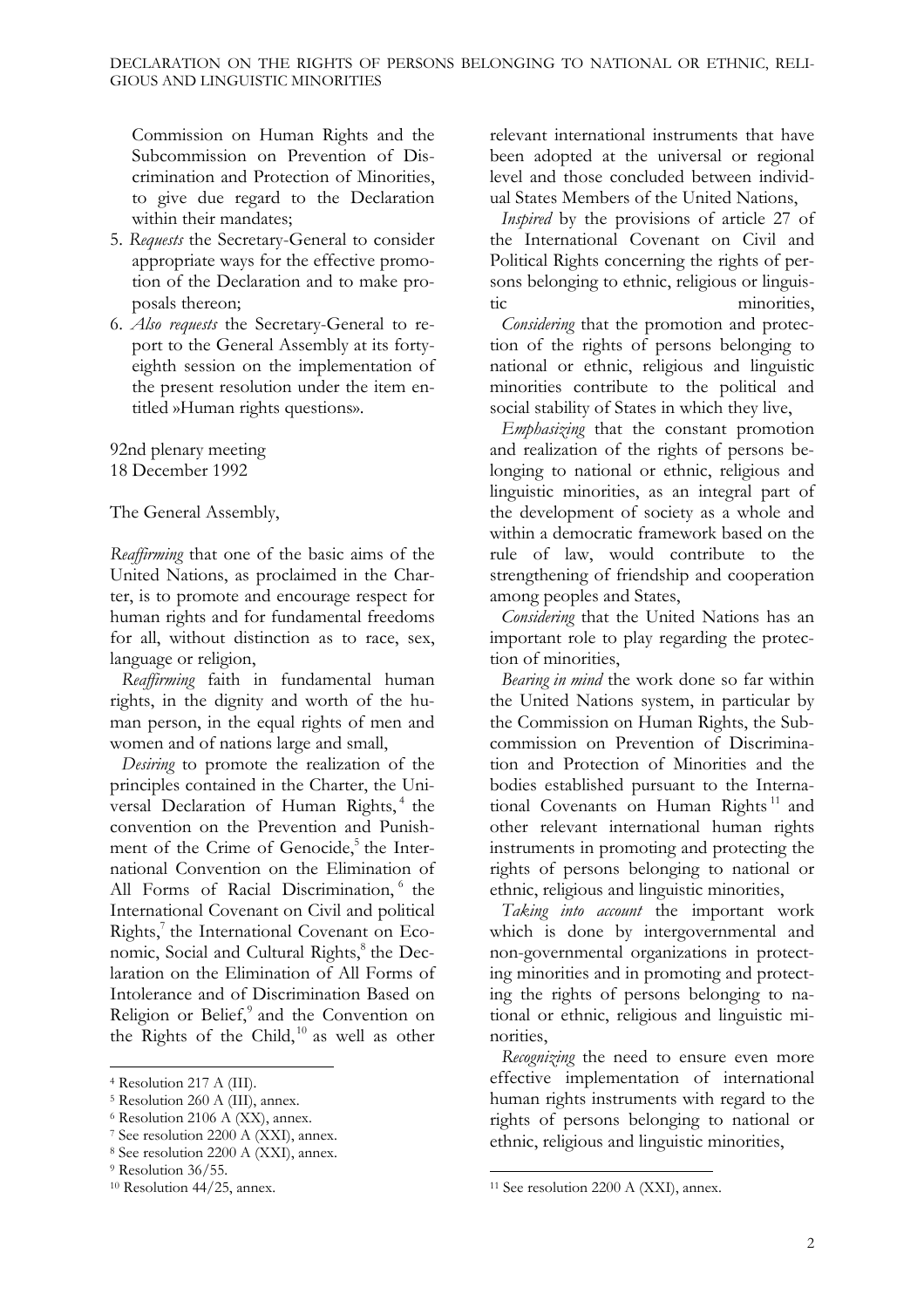Commission on Human Rights and the Subcommission on Prevention of Discrimination and Protection of Minorities, to give due regard to the Declaration within their mandates;

5. *Requests* the Secretary-General to consider appropriate ways for the effective promotion of the Declaration and to make proposals thereon;
6. *Also requests* the Secretary-General to report to the General Assembly at its forty-eighth session on the implementation of the present resolution under the item entitled »Human rights questions».

92nd plenary meeting
18 December 1992

The General Assembly,

*Reaffirming* that one of the basic aims of the United Nations, as proclaimed in the Charter, is to promote and encourage respect for human rights and for fundamental freedoms for all, without distinction as to race, sex, language or religion,

*Reaffirming* faith in fundamental human rights, in the dignity and worth of the human person, in the equal rights of men and women and of nations large and small,

*Desiring* to promote the realization of the principles contained in the Charter, the Universal Declaration of Human Rights,[4] the convention on the Prevention and Punishment of the Crime of Genocide,[5] the International Convention on the Elimination of All Forms of Racial Discrimination,[6] the International Covenant on Civil and political Rights,[7] the International Covenant on Economic, Social and Cultural Rights,[8] the Declaration on the Elimination of All Forms of Intolerance and of Discrimination Based on Religion or Belief,[9] and the Convention on the Rights of the Child,[10] as well as other relevant international instruments that have been adopted at the universal or regional level and those concluded between individual States Members of the United Nations,

*Inspired* by the provisions of article 27 of the International Covenant on Civil and Political Rights concerning the rights of persons belonging to ethnic, religious or linguistic minorities,

*Considering* that the promotion and protection of the rights of persons belonging to national or ethnic, religious and linguistic minorities contribute to the political and social stability of States in which they live,

*Emphasizing* that the constant promotion and realization of the rights of persons belonging to national or ethnic, religious and linguistic minorities, as an integral part of the development of society as a whole and within a democratic framework based on the rule of law, would contribute to the strengthening of friendship and cooperation among peoples and States,

*Considering* that the United Nations has an important role to play regarding the protection of minorities,

*Bearing in mind* the work done so far within the United Nations system, in particular by the Commission on Human Rights, the Subcommission on Prevention of Discrimination and Protection of Minorities and the bodies established pursuant to the International Covenants on Human Rights[11] and other relevant international human rights instruments in promoting and protecting the rights of persons belonging to national or ethnic, religious and linguistic minorities,

*Taking into account* the important work which is done by intergovernmental and non-governmental organizations in protecting minorities and in promoting and protecting the rights of persons belonging to national or ethnic, religious and linguistic minorities,

*Recognizing* the need to ensure even more effective implementation of international human rights instruments with regard to the rights of persons belonging to national or ethnic, religious and linguistic minorities,

---

[4] Resolution 217 A (III).
[5] Resolution 260 A (III), annex.
[6] Resolution 2106 A (XX), annex.
[7] See resolution 2200 A (XXI), annex.
[8] See resolution 2200 A (XXI), annex.
[9] Resolution 36/55.
[10] Resolution 44/25, annex.
[11] See resolution 2200 A (XXI), annex.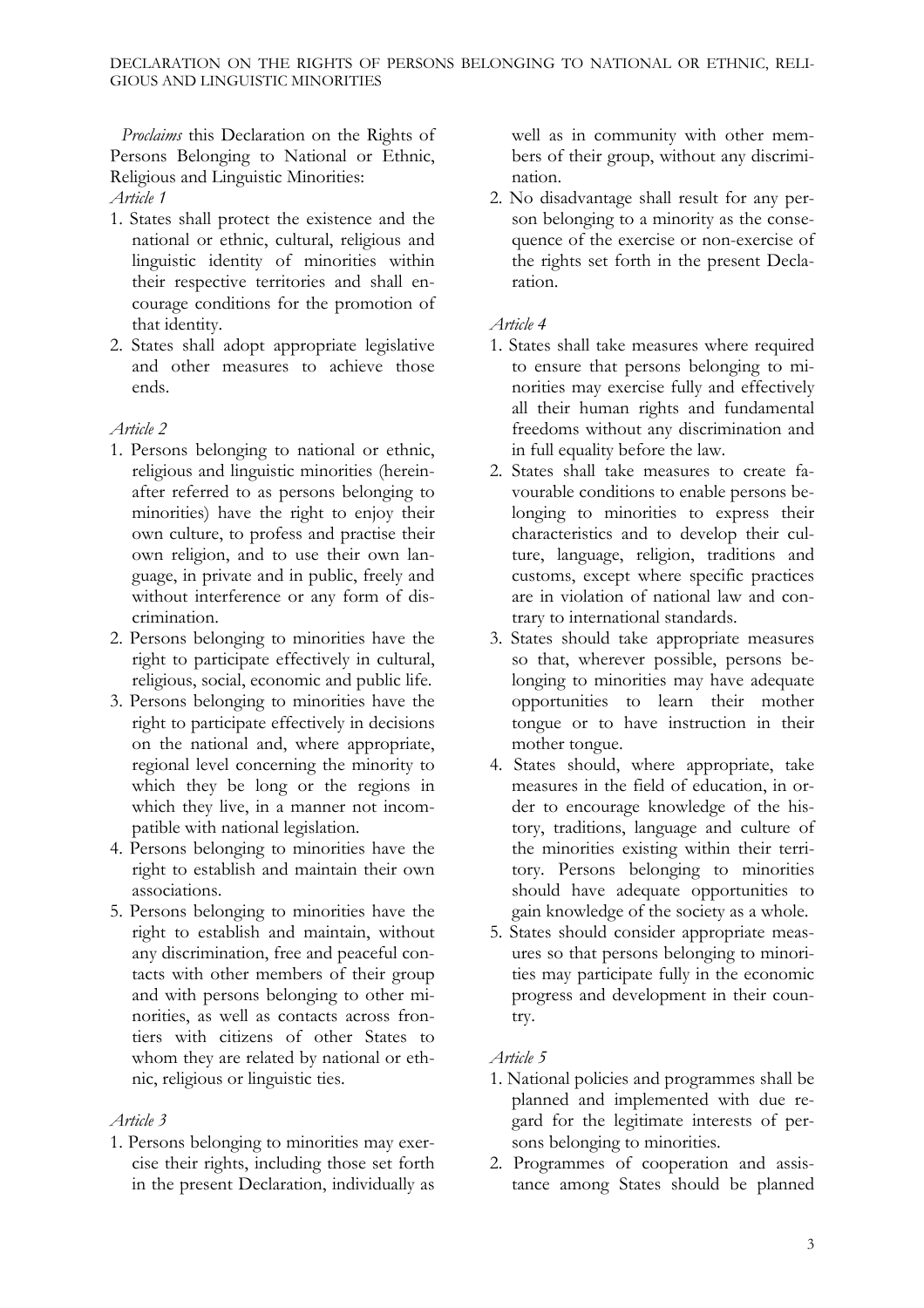*Proclaims* this Declaration on the Rights of Persons Belonging to National or Ethnic, Religious and Linguistic Minorities:

*Article 1*

1. States shall protect the existence and the national or ethnic, cultural, religious and linguistic identity of minorities within their respective territories and shall encourage conditions for the promotion of that identity.
2. States shall adopt appropriate legislative and other measures to achieve those ends.

*Article 2*

1. Persons belonging to national or ethnic, religious and linguistic minorities (hereinafter referred to as persons belonging to minorities) have the right to enjoy their own culture, to profess and practise their own religion, and to use their own language, in private and in public, freely and without interference or any form of discrimination.
2. Persons belonging to minorities have the right to participate effectively in cultural, religious, social, economic and public life.
3. Persons belonging to minorities have the right to participate effectively in decisions on the national and, where appropriate, regional level concerning the minority to which they be long or the regions in which they live, in a manner not incompatible with national legislation.
4. Persons belonging to minorities have the right to establish and maintain their own associations.
5. Persons belonging to minorities have the right to establish and maintain, without any discrimination, free and peaceful contacts with other members of their group and with persons belonging to other minorities, as well as contacts across frontiers with citizens of other States to whom they are related by national or ethnic, religious or linguistic ties.

*Article 3*

1. Persons belonging to minorities may exercise their rights, including those set forth in the present Declaration, individually as well as in community with other members of their group, without any discrimination.
2. No disadvantage shall result for any person belonging to a minority as the consequence of the exercise or non-exercise of the rights set forth in the present Declaration.

*Article 4*

1. States shall take measures where required to ensure that persons belonging to minorities may exercise fully and effectively all their human rights and fundamental freedoms without any discrimination and in full equality before the law.
2. States shall take measures to create favourable conditions to enable persons belonging to minorities to express their characteristics and to develop their culture, language, religion, traditions and customs, except where specific practices are in violation of national law and contrary to international standards.
3. States should take appropriate measures so that, wherever possible, persons belonging to minorities may have adequate opportunities to learn their mother tongue or to have instruction in their mother tongue.
4. States should, where appropriate, take measures in the field of education, in order to encourage knowledge of the history, traditions, language and culture of the minorities existing within their territory. Persons belonging to minorities should have adequate opportunities to gain knowledge of the society as a whole.
5. States should consider appropriate measures so that persons belonging to minorities may participate fully in the economic progress and development in their country.

*Article 5*

1. National policies and programmes shall be planned and implemented with due regard for the legitimate interests of persons belonging to minorities.
2. Programmes of cooperation and assistance among States should be planned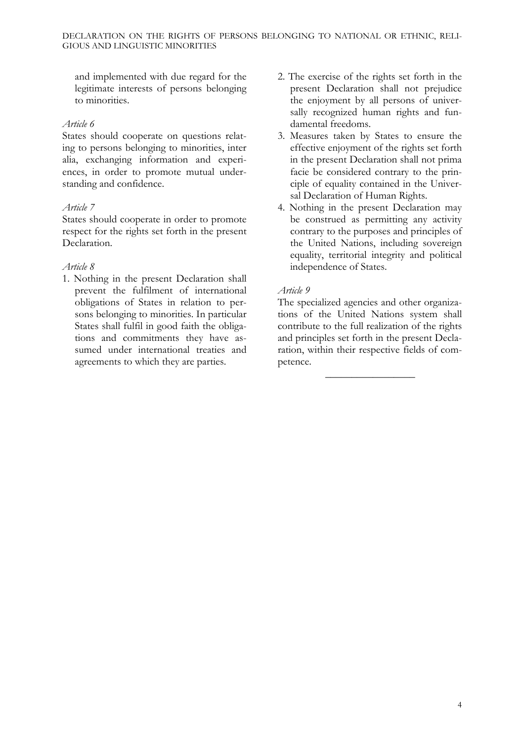and implemented with due regard for the legitimate interests of persons belonging to minorities.

*Article 6*

States should cooperate on questions relating to persons belonging to minorities, inter alia, exchanging information and experiences, in order to promote mutual understanding and confidence.

*Article 7*

States should cooperate in order to promote respect for the rights set forth in the present Declaration.

*Article 8*

1. Nothing in the present Declaration shall prevent the fulfilment of international obligations of States in relation to persons belonging to minorities. In particular States shall fulfil in good faith the obligations and commitments they have assumed under international treaties and agreements to which they are parties.
2. The exercise of the rights set forth in the present Declaration shall not prejudice the enjoyment by all persons of universally recognized human rights and fundamental freedoms.
3. Measures taken by States to ensure the effective enjoyment of the rights set forth in the present Declaration shall not prima facie be considered contrary to the principle of equality contained in the Universal Declaration of Human Rights.
4. Nothing in the present Declaration may be construed as permitting any activity contrary to the purposes and principles of the United Nations, including sovereign equality, territorial integrity and political independence of States.

*Article 9*

The specialized agencies and other organizations of the United Nations system shall contribute to the full realization of the rights and principles set forth in the present Declaration, within their respective fields of competence.